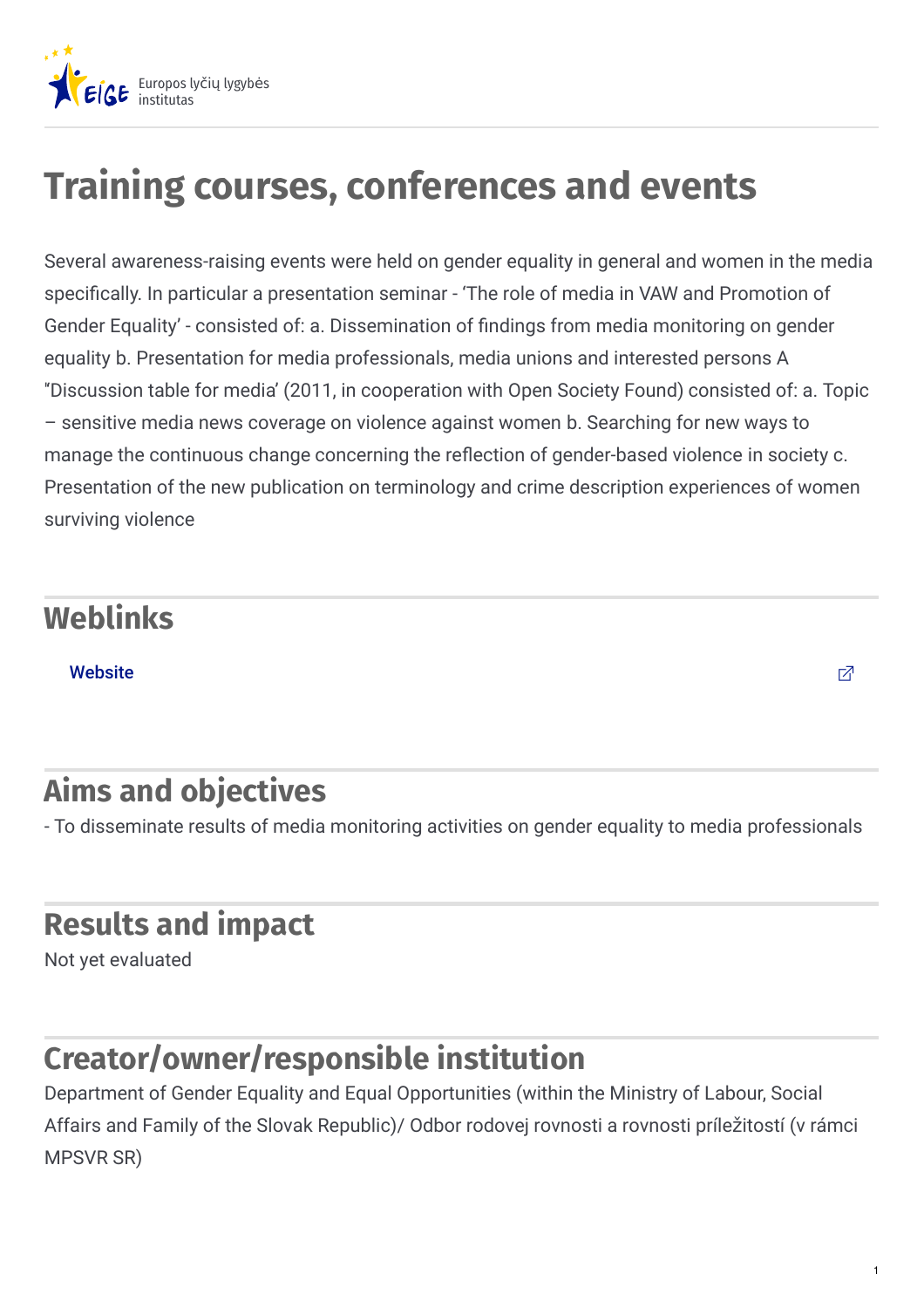# Training courses, conferences and events

Several awareness-raising events were held on gender equality in general and women in the media specifically. In particular a presentation seminar - 'The role of media in VAW and Promotion of Gender Equality' - consisted of: a. Dissemination of findings from media monitoring on gender equality b. Presentation for media professionals, media unions and interested persons A "Discussion table for media' (2011, in cooperation with Open Society Found) consisted of: a. Topic – sensitive media news coverage on violence against women b. Searching for new ways to manage the continuous change concerning the reflection of gender-based violence in society c. Presentation of the new publication on terminology and crime description experiences of women surviving violence

## Weblinks

Website

## Aims and objectives

- To disseminate results of media monitoring activities on gender equality to media professionals

## Results and impact

Not yet evaluated

## Creator/owner/responsible institution

Department of Gender Equality and Equal Opportunities (within the Ministry of Labour, Social Affairs and Family of the Slovak Republic)/ Odbor rodovej rovnosti a rovnosti príležitostí (v rámci MPSVR SR)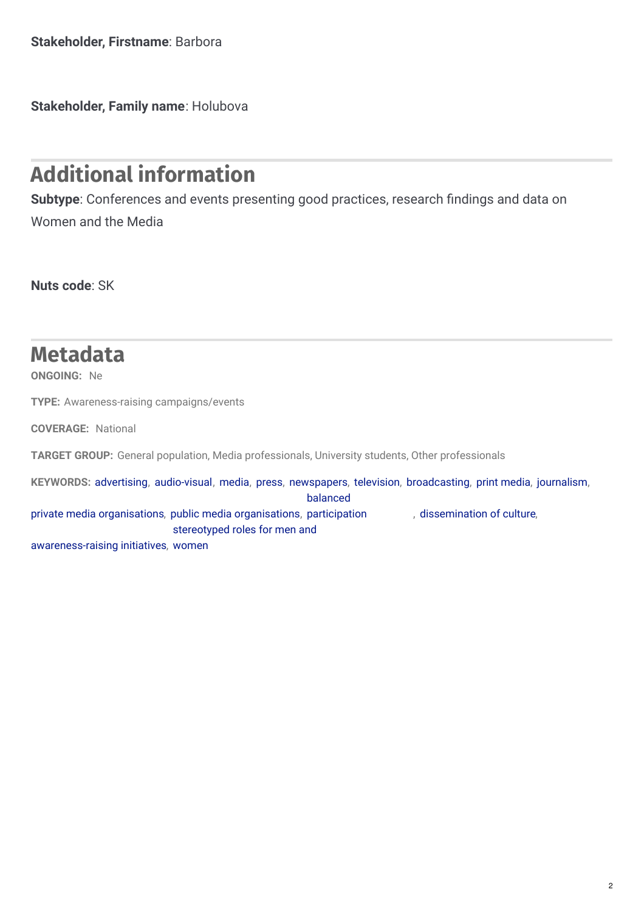**Stakeholder, Firstname**: Barbora

**Stakeholder, Family name**: Holubova

## Additional information

**Subtype**: Conferences and events presenting good practices, research findings and data on Women and the Media

**Nuts code**: SK

## Metadata

**ONGOING:** Ne

**TYPE:** Awareness-raising campaigns/events

**COVERAGE:** National

**TARGET GROUP:** General population, Media professionals, University students, Other professionals

**KEYWORDS:** advertising, audio-visual, media, press, newspapers, television, broadcasting, print media, journalism, private media organisations, public media organisations, balanced participation, dissemination of culture, stereotyped roles for men and awareness-raising initiatives, women